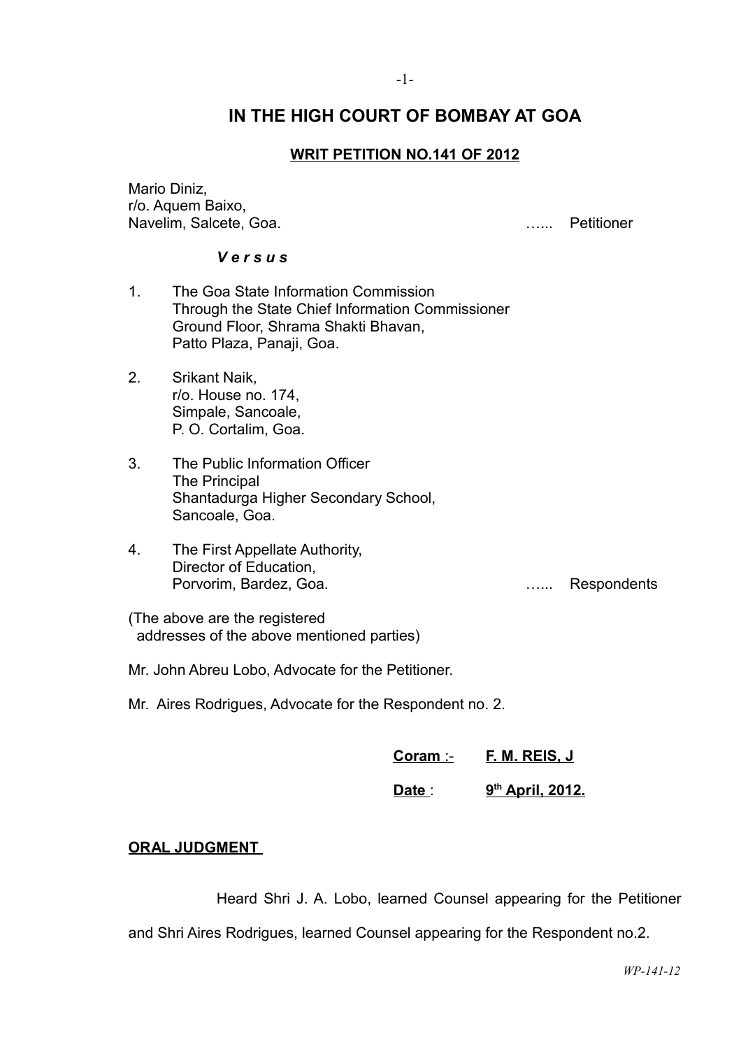# IN THE HIGH COURT OF BOMBAY AT GOA

**WRIT PETITION NO.141 OF 2012**

Mario Diniz,
r/o. Aquem Baixo,
Navelim, Salcete, Goa. …... Petitioner

***V e r s u s***

1. The Goa State Information Commission
   Through the State Chief Information Commissioner
   Ground Floor, Shrama Shakti Bhavan,
   Patto Plaza, Panaji, Goa.

2. Srikant Naik,
   r/o. House no. 174,
   Simpale, Sancoale,
   P. O. Cortalim, Goa.

3. The Public Information Officer
   The Principal
   Shantadurga Higher Secondary School,
   Sancoale, Goa.

4. The First Appellate Authority,
   Director of Education,
   Porvorim, Bardez, Goa. …... Respondents

(The above are the registered
addresses of the above mentioned parties)

Mr. John Abreu Lobo, Advocate for the Petitioner.

Mr. Aires Rodrigues, Advocate for the Respondent no. 2.

**Coram** :- **F. M. REIS, J**

**Date** : **9th April, 2012.**

**ORAL JUDGMENT**

Heard Shri J. A. Lobo, learned Counsel appearing for the Petitioner and Shri Aires Rodrigues, learned Counsel appearing for the Respondent no.2.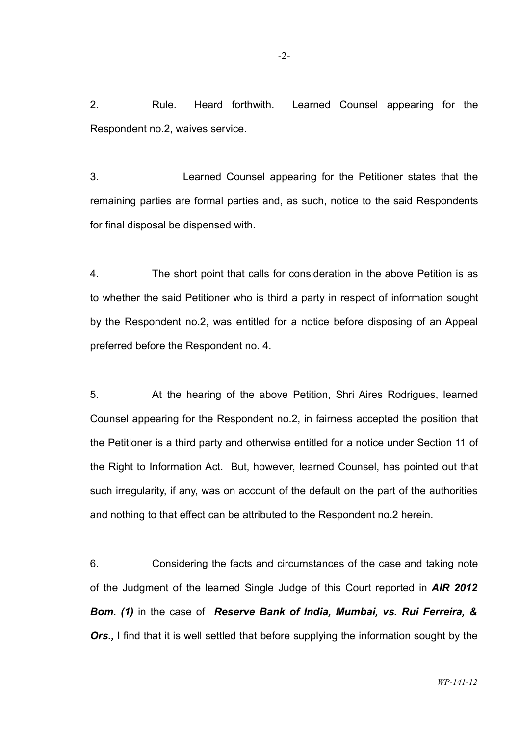2. Rule. Heard forthwith. Learned Counsel appearing for the Respondent no.2, waives service.

3. Learned Counsel appearing for the Petitioner states that the remaining parties are formal parties and, as such, notice to the said Respondents for final disposal be dispensed with.

4. The short point that calls for consideration in the above Petition is as to whether the said Petitioner who is third a party in respect of information sought by the Respondent no.2, was entitled for a notice before disposing of an Appeal preferred before the Respondent no. 4.

5. At the hearing of the above Petition, Shri Aires Rodrigues, learned Counsel appearing for the Respondent no.2, in fairness accepted the position that the Petitioner is a third party and otherwise entitled for a notice under Section 11 of the Right to Information Act. But, however, learned Counsel, has pointed out that such irregularity, if any, was on account of the default on the part of the authorities and nothing to that effect can be attributed to the Respondent no.2 herein.

6. Considering the facts and circumstances of the case and taking note of the Judgment of the learned Single Judge of this Court reported in ***AIR 2012 Bom. (1)*** in the case of ***Reserve Bank of India, Mumbai, vs. Rui Ferreira, & Ors.,*** I find that it is well settled that before supplying the information sought by the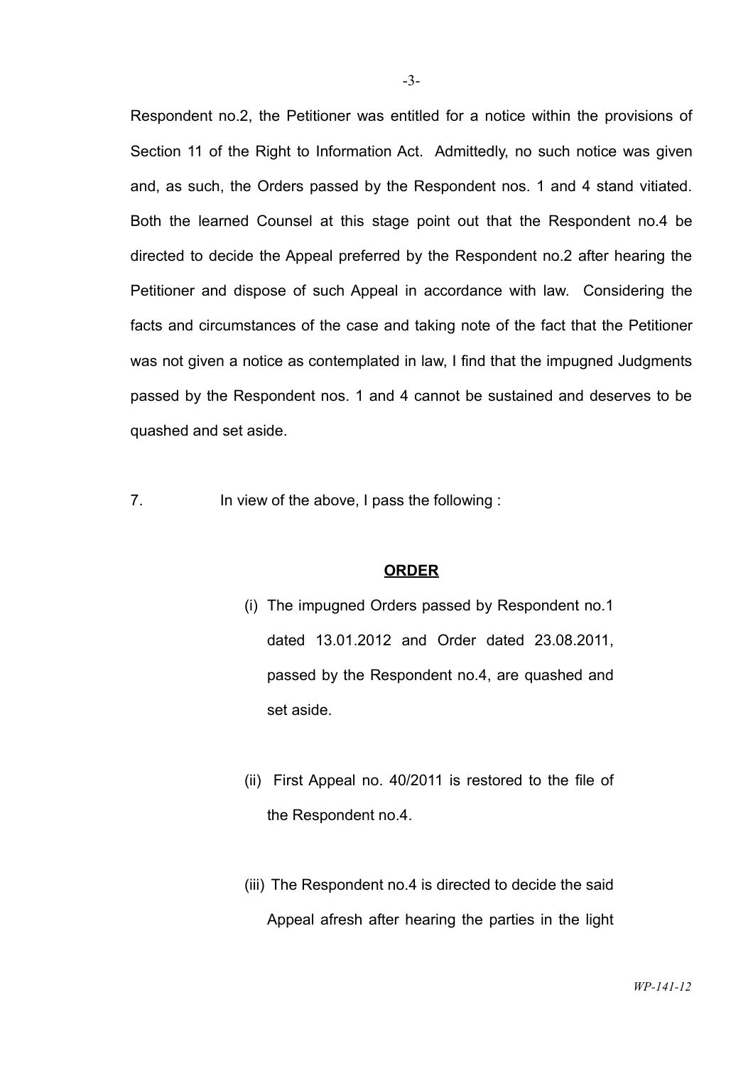Respondent no.2, the Petitioner was entitled for a notice within the provisions of Section 11 of the Right to Information Act. Admittedly, no such notice was given and, as such, the Orders passed by the Respondent nos. 1 and 4 stand vitiated. Both the learned Counsel at this stage point out that the Respondent no.4 be directed to decide the Appeal preferred by the Respondent no.2 after hearing the Petitioner and dispose of such Appeal in accordance with law. Considering the facts and circumstances of the case and taking note of the fact that the Petitioner was not given a notice as contemplated in law, I find that the impugned Judgments passed by the Respondent nos. 1 and 4 cannot be sustained and deserves to be quashed and set aside.

7. In view of the above, I pass the following :

**ORDER**

(i) The impugned Orders passed by Respondent no.1 dated 13.01.2012 and Order dated 23.08.2011, passed by the Respondent no.4, are quashed and set aside.

(ii) First Appeal no. 40/2011 is restored to the file of the Respondent no.4.

(iii) The Respondent no.4 is directed to decide the said Appeal afresh after hearing the parties in the light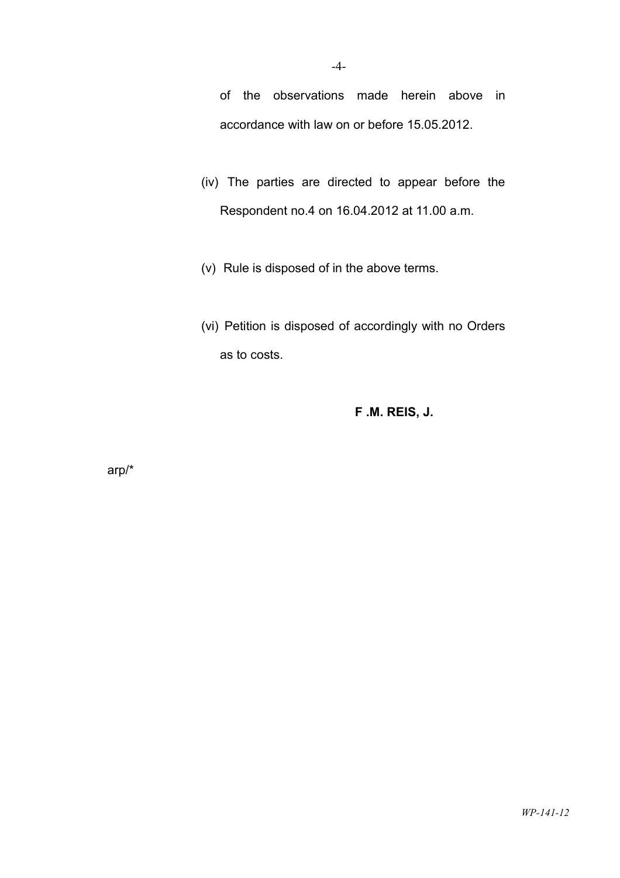of the observations made herein above in accordance with law on or before 15.05.2012.

(iv) The parties are directed to appear before the Respondent no.4 on 16.04.2012 at 11.00 a.m.

(v) Rule is disposed of in the above terms.

(vi) Petition is disposed of accordingly with no Orders as to costs.

**F .M. REIS, J.**

arp/*